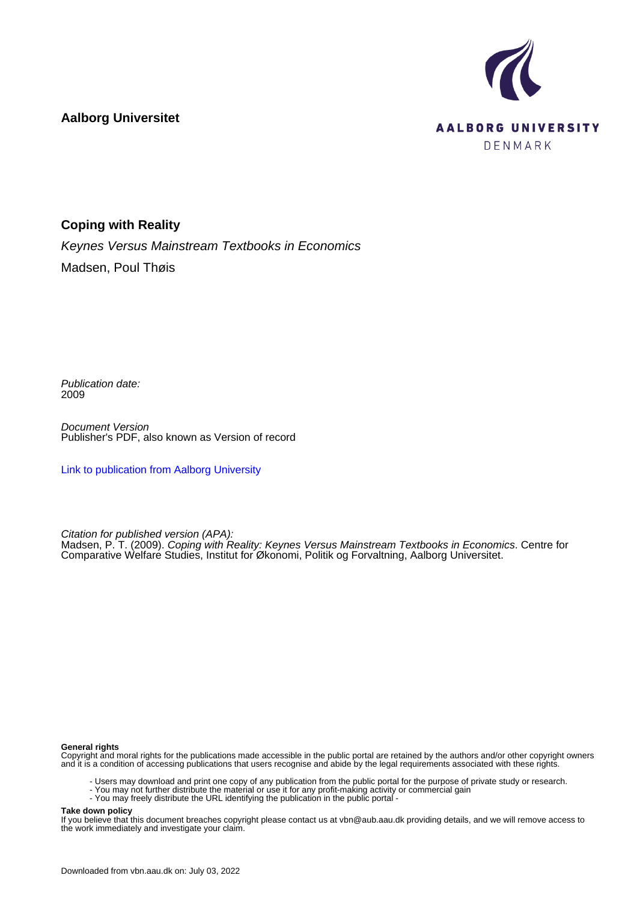**Aalborg Universitet**

AALBORG UNIVERSITY
DENMARK

**Coping with Reality**

*Keynes Versus Mainstream Textbooks in Economics*

Madsen, Poul Thøis

*Publication date:*
2009

*Document Version*
Publisher's PDF, also known as Version of record

Link to publication from Aalborg University

*Citation for published version (APA):*
Madsen, P. T. (2009). *Coping with Reality: Keynes Versus Mainstream Textbooks in Economics*. Centre for Comparative Welfare Studies, Institut for Økonomi, Politik og Forvaltning, Aalborg Universitet.

**General rights**
Copyright and moral rights for the publications made accessible in the public portal are retained by the authors and/or other copyright owners and it is a condition of accessing publications that users recognise and abide by the legal requirements associated with these rights.

- Users may download and print one copy of any publication from the public portal for the purpose of private study or research.
- You may not further distribute the material or use it for any profit-making activity or commercial gain
- You may freely distribute the URL identifying the publication in the public portal -

**Take down policy**
If you believe that this document breaches copyright please contact us at vbn@aub.aau.dk providing details, and we will remove access to the work immediately and investigate your claim.

Downloaded from vbn.aau.dk on: July 03, 2022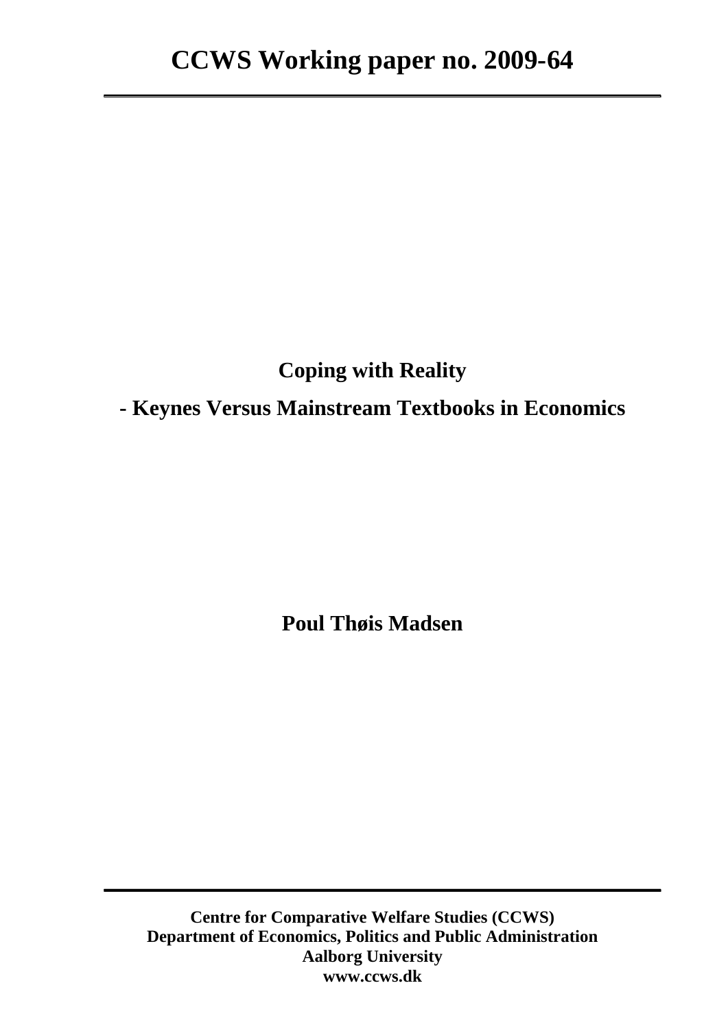# CCWS Working paper no. 2009-64

## Coping with Reality

## - Keynes Versus Mainstream Textbooks in Economics

**Poul Thøis Madsen**

**Centre for Comparative Welfare Studies (CCWS)**
**Department of Economics, Politics and Public Administration**
**Aalborg University**
**www.ccws.dk**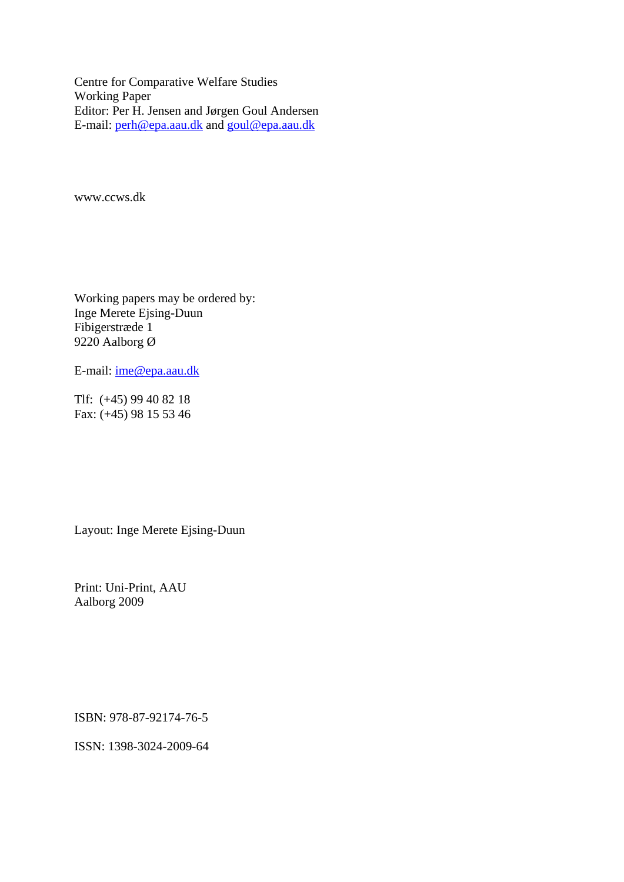Centre for Comparative Welfare Studies
Working Paper
Editor: Per H. Jensen and Jørgen Goul Andersen
E-mail: perh@epa.aau.dk and goul@epa.aau.dk

www.ccws.dk

Working papers may be ordered by:
Inge Merete Ejsing-Duun
Fibigerstræde 1
9220 Aalborg Ø

E-mail: ime@epa.aau.dk

Tlf: (+45) 99 40 82 18
Fax: (+45) 98 15 53 46

Layout: Inge Merete Ejsing-Duun

Print: Uni-Print, AAU
Aalborg 2009

ISBN: 978-87-92174-76-5

ISSN: 1398-3024-2009-64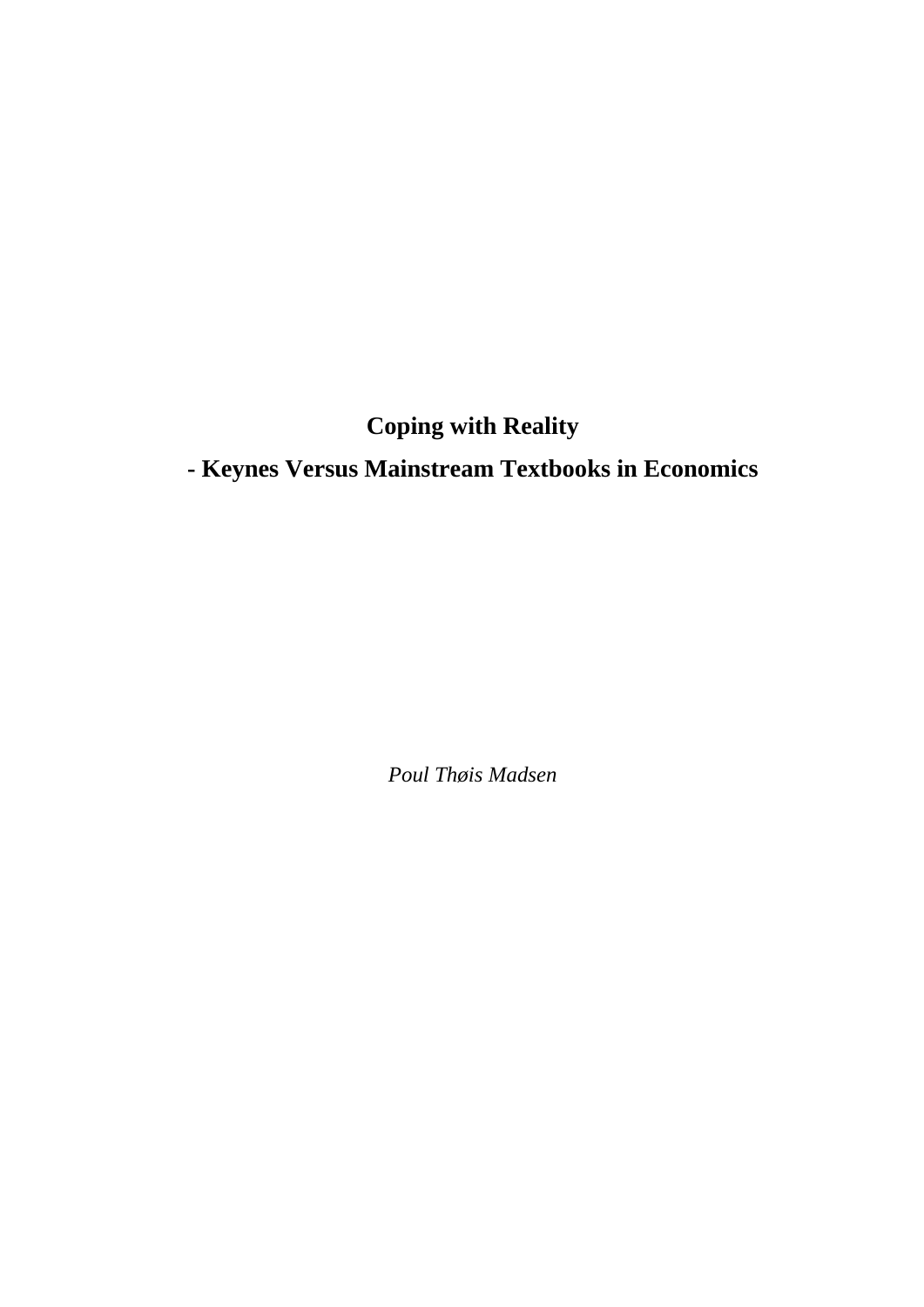# Coping with Reality

## - Keynes Versus Mainstream Textbooks in Economics

*Poul Thøis Madsen*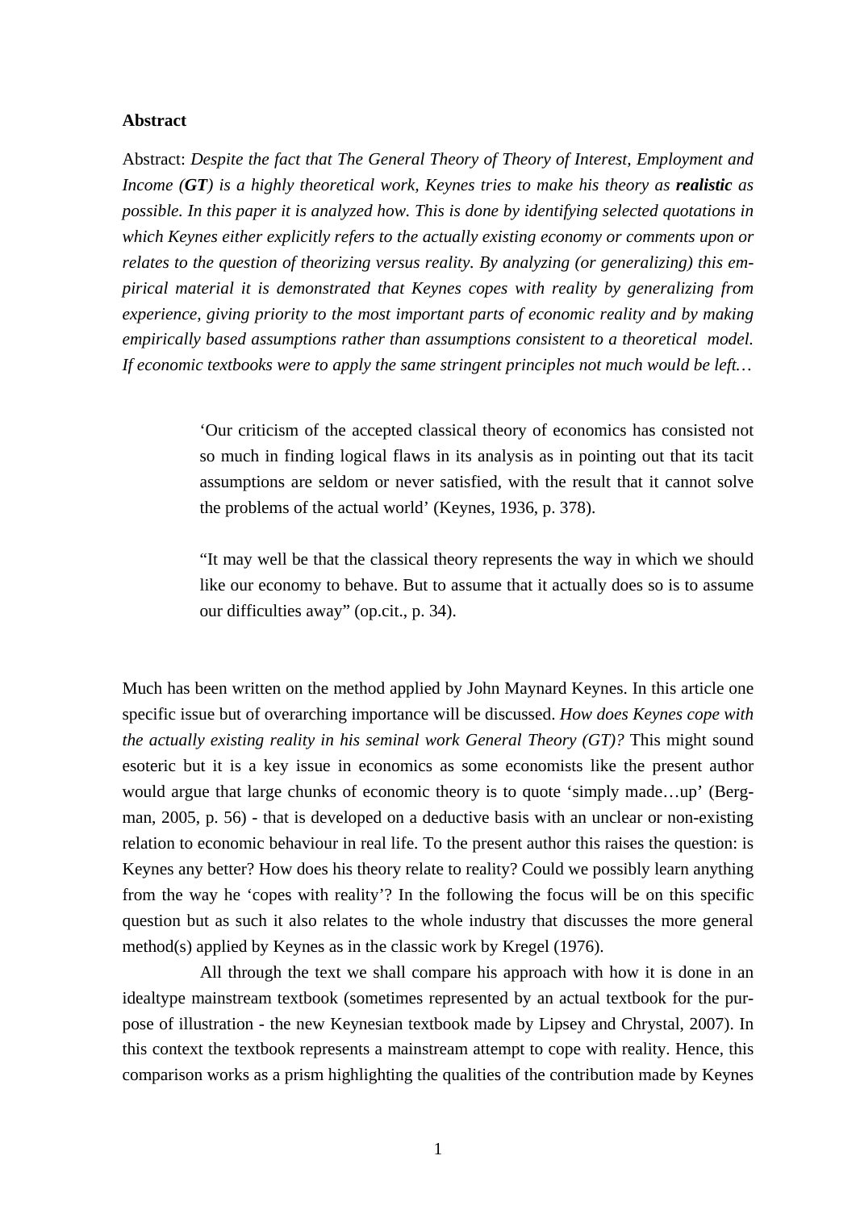**Abstract**

Abstract: *Despite the fact that The General Theory of Theory of Interest, Employment and Income (**GT**) is a highly theoretical work, Keynes tries to make his theory as **realistic** as possible. In this paper it is analyzed how. This is done by identifying selected quotations in which Keynes either explicitly refers to the actually existing economy or comments upon or relates to the question of theorizing versus reality. By analyzing (or generalizing) this empirical material it is demonstrated that Keynes copes with reality by generalizing from experience, giving priority to the most important parts of economic reality and by making empirically based assumptions rather than assumptions consistent to a theoretical model. If economic textbooks were to apply the same stringent principles not much would be left…*

> 'Our criticism of the accepted classical theory of economics has consisted not so much in finding logical flaws in its analysis as in pointing out that its tacit assumptions are seldom or never satisfied, with the result that it cannot solve the problems of the actual world' (Keynes, 1936, p. 378).
>
> "It may well be that the classical theory represents the way in which we should like our economy to behave. But to assume that it actually does so is to assume our difficulties away" (op.cit., p. 34).

Much has been written on the method applied by John Maynard Keynes. In this article one specific issue but of overarching importance will be discussed. *How does Keynes cope with the actually existing reality in his seminal work General Theory (GT)?* This might sound esoteric but it is a key issue in economics as some economists like the present author would argue that large chunks of economic theory is to quote 'simply made…up' (Bergman, 2005, p. 56) - that is developed on a deductive basis with an unclear or non-existing relation to economic behaviour in real life. To the present author this raises the question: is Keynes any better? How does his theory relate to reality? Could we possibly learn anything from the way he 'copes with reality'? In the following the focus will be on this specific question but as such it also relates to the whole industry that discusses the more general method(s) applied by Keynes as in the classic work by Kregel (1976).

All through the text we shall compare his approach with how it is done in an idealtype mainstream textbook (sometimes represented by an actual textbook for the purpose of illustration - the new Keynesian textbook made by Lipsey and Chrystal, 2007). In this context the textbook represents a mainstream attempt to cope with reality. Hence, this comparison works as a prism highlighting the qualities of the contribution made by Keynes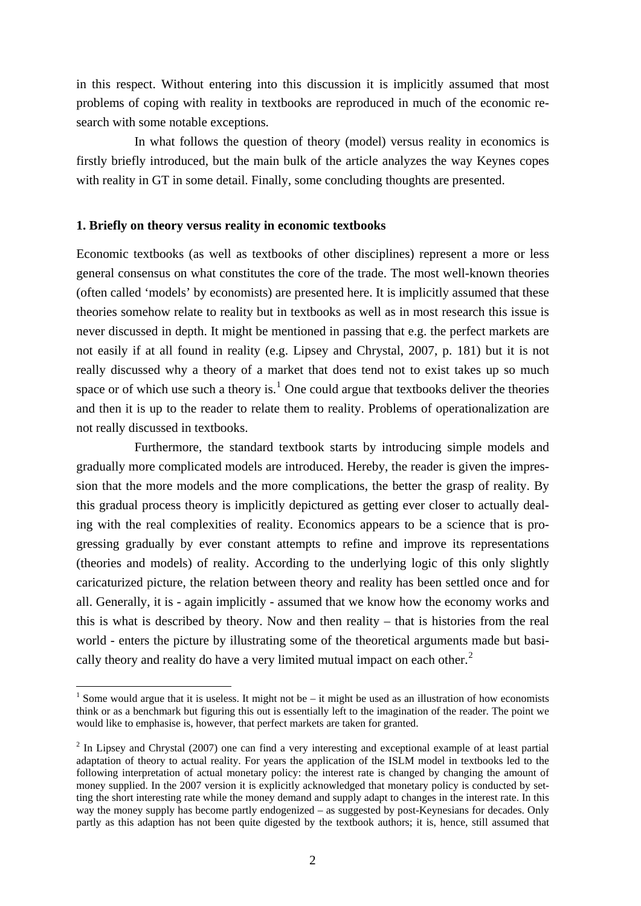in this respect. Without entering into this discussion it is implicitly assumed that most problems of coping with reality in textbooks are reproduced in much of the economic research with some notable exceptions.

In what follows the question of theory (model) versus reality in economics is firstly briefly introduced, but the main bulk of the article analyzes the way Keynes copes with reality in GT in some detail. Finally, some concluding thoughts are presented.

**1. Briefly on theory versus reality in economic textbooks**

Economic textbooks (as well as textbooks of other disciplines) represent a more or less general consensus on what constitutes the core of the trade. The most well-known theories (often called 'models' by economists) are presented here. It is implicitly assumed that these theories somehow relate to reality but in textbooks as well as in most research this issue is never discussed in depth. It might be mentioned in passing that e.g. the perfect markets are not easily if at all found in reality (e.g. Lipsey and Chrystal, 2007, p. 181) but it is not really discussed why a theory of a market that does tend not to exist takes up so much space or of which use such a theory is.[1] One could argue that textbooks deliver the theories and then it is up to the reader to relate them to reality. Problems of operationalization are not really discussed in textbooks.

Furthermore, the standard textbook starts by introducing simple models and gradually more complicated models are introduced. Hereby, the reader is given the impression that the more models and the more complications, the better the grasp of reality. By this gradual process theory is implicitly depictured as getting ever closer to actually dealing with the real complexities of reality. Economics appears to be a science that is progressing gradually by ever constant attempts to refine and improve its representations (theories and models) of reality. According to the underlying logic of this only slightly caricaturized picture, the relation between theory and reality has been settled once and for all. Generally, it is - again implicitly - assumed that we know how the economy works and this is what is described by theory. Now and then reality – that is histories from the real world - enters the picture by illustrating some of the theoretical arguments made but basically theory and reality do have a very limited mutual impact on each other.[2]

[1] Some would argue that it is useless. It might not be – it might be used as an illustration of how economists think or as a benchmark but figuring this out is essentially left to the imagination of the reader. The point we would like to emphasise is, however, that perfect markets are taken for granted.

[2] In Lipsey and Chrystal (2007) one can find a very interesting and exceptional example of at least partial adaptation of theory to actual reality. For years the application of the ISLM model in textbooks led to the following interpretation of actual monetary policy: the interest rate is changed by changing the amount of money supplied. In the 2007 version it is explicitly acknowledged that monetary policy is conducted by setting the short interesting rate while the money demand and supply adapt to changes in the interest rate. In this way the money supply has become partly endogenized – as suggested by post-Keynesians for decades. Only partly as this adaption has not been quite digested by the textbook authors; it is, hence, still assumed that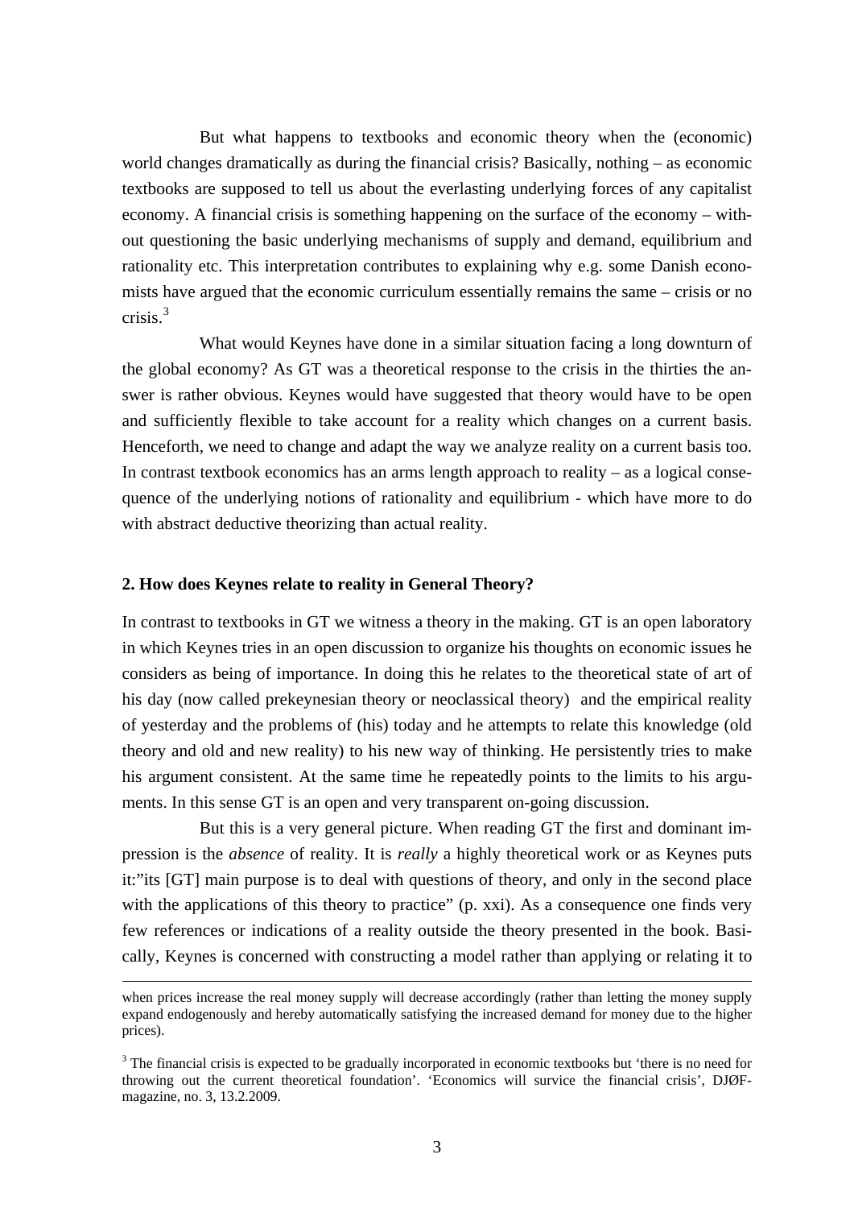But what happens to textbooks and economic theory when the (economic) world changes dramatically as during the financial crisis? Basically, nothing – as economic textbooks are supposed to tell us about the everlasting underlying forces of any capitalist economy. A financial crisis is something happening on the surface of the economy – without questioning the basic underlying mechanisms of supply and demand, equilibrium and rationality etc. This interpretation contributes to explaining why e.g. some Danish economists have argued that the economic curriculum essentially remains the same – crisis or no crisis.[3]

What would Keynes have done in a similar situation facing a long downturn of the global economy? As GT was a theoretical response to the crisis in the thirties the answer is rather obvious. Keynes would have suggested that theory would have to be open and sufficiently flexible to take account for a reality which changes on a current basis. Henceforth, we need to change and adapt the way we analyze reality on a current basis too. In contrast textbook economics has an arms length approach to reality – as a logical consequence of the underlying notions of rationality and equilibrium - which have more to do with abstract deductive theorizing than actual reality.

## 2. How does Keynes relate to reality in General Theory?

In contrast to textbooks in GT we witness a theory in the making. GT is an open laboratory in which Keynes tries in an open discussion to organize his thoughts on economic issues he considers as being of importance. In doing this he relates to the theoretical state of art of his day (now called prekeynesian theory or neoclassical theory) and the empirical reality of yesterday and the problems of (his) today and he attempts to relate this knowledge (old theory and old and new reality) to his new way of thinking. He persistently tries to make his argument consistent. At the same time he repeatedly points to the limits to his arguments. In this sense GT is an open and very transparent on-going discussion.

But this is a very general picture. When reading GT the first and dominant impression is the *absence* of reality. It is *really* a highly theoretical work or as Keynes puts it:"its [GT] main purpose is to deal with questions of theory, and only in the second place with the applications of this theory to practice" (p. xxi). As a consequence one finds very few references or indications of a reality outside the theory presented in the book. Basically, Keynes is concerned with constructing a model rather than applying or relating it to

---

when prices increase the real money supply will decrease accordingly (rather than letting the money supply expand endogenously and hereby automatically satisfying the increased demand for money due to the higher prices).

[3] The financial crisis is expected to be gradually incorporated in economic textbooks but 'there is no need for throwing out the current theoretical foundation'. 'Economics will survice the financial crisis', DJØF-magazine, no. 3, 13.2.2009.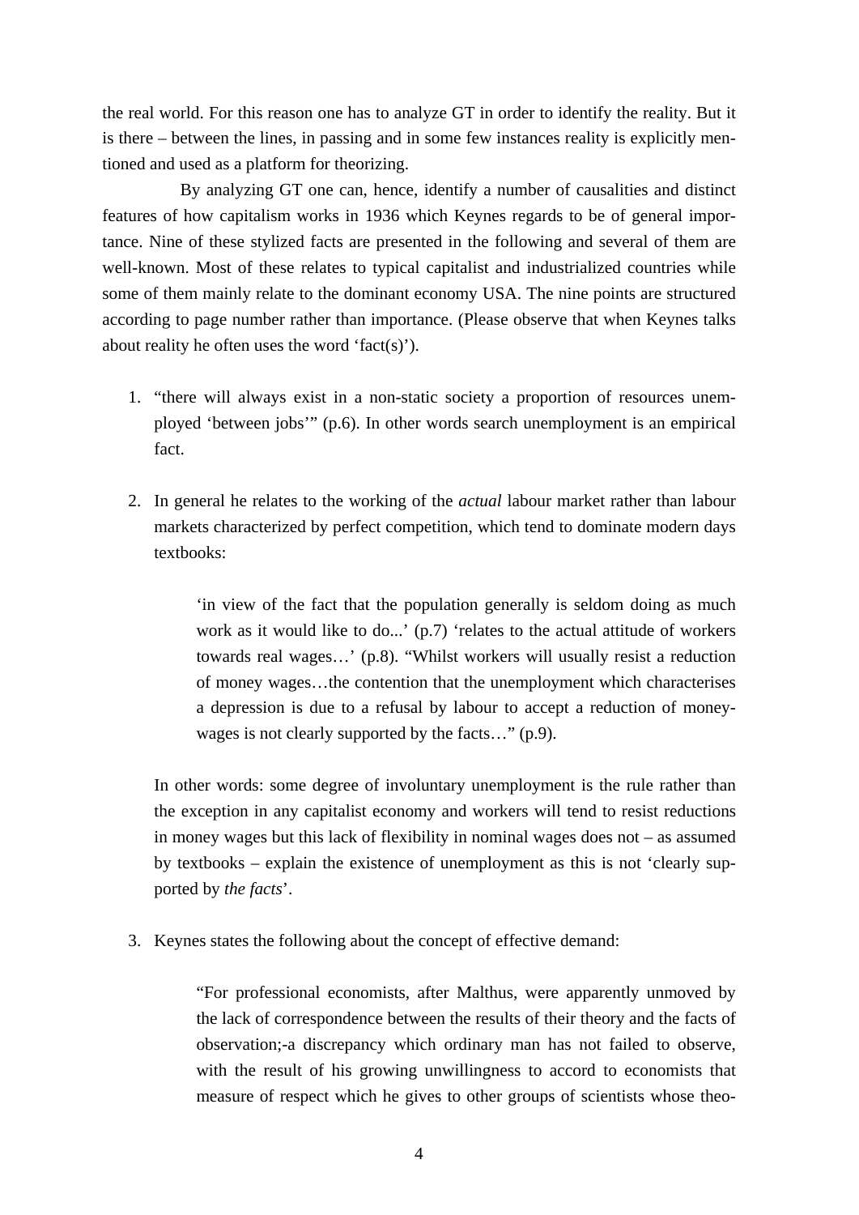the real world. For this reason one has to analyze GT in order to identify the reality. But it is there – between the lines, in passing and in some few instances reality is explicitly mentioned and used as a platform for theorizing.

By analyzing GT one can, hence, identify a number of causalities and distinct features of how capitalism works in 1936 which Keynes regards to be of general importance. Nine of these stylized facts are presented in the following and several of them are well-known. Most of these relates to typical capitalist and industrialized countries while some of them mainly relate to the dominant economy USA. The nine points are structured according to page number rather than importance. (Please observe that when Keynes talks about reality he often uses the word 'fact(s)').

1. "there will always exist in a non-static society a proportion of resources unemployed 'between jobs'" (p.6). In other words search unemployment is an empirical fact.

2. In general he relates to the working of the *actual* labour market rather than labour markets characterized by perfect competition, which tend to dominate modern days textbooks:

   > 'in view of the fact that the population generally is seldom doing as much work as it would like to do...' (p.7) 'relates to the actual attitude of workers towards real wages…' (p.8). "Whilst workers will usually resist a reduction of money wages…the contention that the unemployment which characterises a depression is due to a refusal by labour to accept a reduction of money-wages is not clearly supported by the facts…" (p.9).

   In other words: some degree of involuntary unemployment is the rule rather than the exception in any capitalist economy and workers will tend to resist reductions in money wages but this lack of flexibility in nominal wages does not – as assumed by textbooks – explain the existence of unemployment as this is not 'clearly supported by *the facts*'.

3. Keynes states the following about the concept of effective demand:

   > "For professional economists, after Malthus, were apparently unmoved by the lack of correspondence between the results of their theory and the facts of observation;-a discrepancy which ordinary man has not failed to observe, with the result of his growing unwillingness to accord to economists that measure of respect which he gives to other groups of scientists whose theo-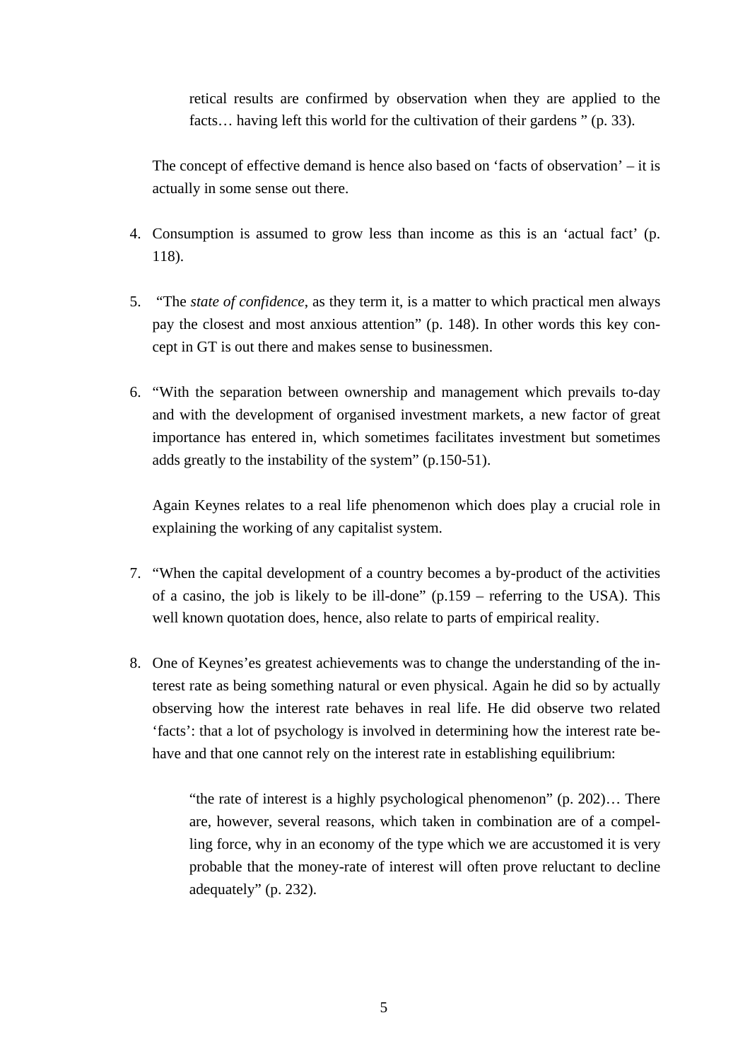> retical results are confirmed by observation when they are applied to the facts… having left this world for the cultivation of their gardens " (p. 33).

The concept of effective demand is hence also based on 'facts of observation' – it is actually in some sense out there.

4. Consumption is assumed to grow less than income as this is an 'actual fact' (p. 118).

5. "The *state of confidence*, as they term it, is a matter to which practical men always pay the closest and most anxious attention" (p. 148). In other words this key concept in GT is out there and makes sense to businessmen.

6. "With the separation between ownership and management which prevails to-day and with the development of organised investment markets, a new factor of great importance has entered in, which sometimes facilitates investment but sometimes adds greatly to the instability of the system" (p.150-51).

   Again Keynes relates to a real life phenomenon which does play a crucial role in explaining the working of any capitalist system.

7. "When the capital development of a country becomes a by-product of the activities of a casino, the job is likely to be ill-done" (p.159 – referring to the USA). This well known quotation does, hence, also relate to parts of empirical reality.

8. One of Keynes'es greatest achievements was to change the understanding of the interest rate as being something natural or even physical. Again he did so by actually observing how the interest rate behaves in real life. He did observe two related 'facts': that a lot of psychology is involved in determining how the interest rate behave and that one cannot rely on the interest rate in establishing equilibrium:

   > "the rate of interest is a highly psychological phenomenon" (p. 202)… There are, however, several reasons, which taken in combination are of a compelling force, why in an economy of the type which we are accustomed it is very probable that the money-rate of interest will often prove reluctant to decline adequately" (p. 232).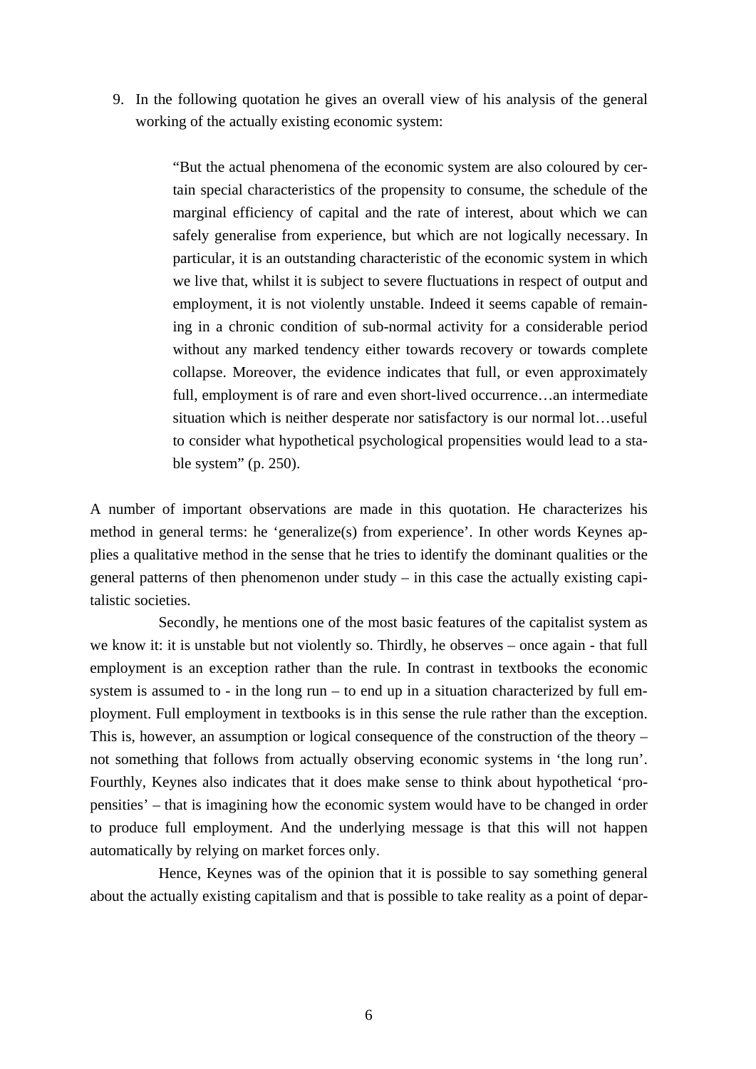9. In the following quotation he gives an overall view of his analysis of the general working of the actually existing economic system:

> "But the actual phenomena of the economic system are also coloured by certain special characteristics of the propensity to consume, the schedule of the marginal efficiency of capital and the rate of interest, about which we can safely generalise from experience, but which are not logically necessary. In particular, it is an outstanding characteristic of the economic system in which we live that, whilst it is subject to severe fluctuations in respect of output and employment, it is not violently unstable. Indeed it seems capable of remaining in a chronic condition of sub-normal activity for a considerable period without any marked tendency either towards recovery or towards complete collapse. Moreover, the evidence indicates that full, or even approximately full, employment is of rare and even short-lived occurrence…an intermediate situation which is neither desperate nor satisfactory is our normal lot…useful to consider what hypothetical psychological propensities would lead to a stable system" (p. 250).

A number of important observations are made in this quotation. He characterizes his method in general terms: he 'generalize(s) from experience'. In other words Keynes applies a qualitative method in the sense that he tries to identify the dominant qualities or the general patterns of then phenomenon under study – in this case the actually existing capitalistic societies.

Secondly, he mentions one of the most basic features of the capitalist system as we know it: it is unstable but not violently so. Thirdly, he observes – once again - that full employment is an exception rather than the rule. In contrast in textbooks the economic system is assumed to - in the long run – to end up in a situation characterized by full employment. Full employment in textbooks is in this sense the rule rather than the exception. This is, however, an assumption or logical consequence of the construction of the theory – not something that follows from actually observing economic systems in 'the long run'. Fourthly, Keynes also indicates that it does make sense to think about hypothetical 'propensities' – that is imagining how the economic system would have to be changed in order to produce full employment. And the underlying message is that this will not happen automatically by relying on market forces only.

Hence, Keynes was of the opinion that it is possible to say something general about the actually existing capitalism and that is possible to take reality as a point of depar-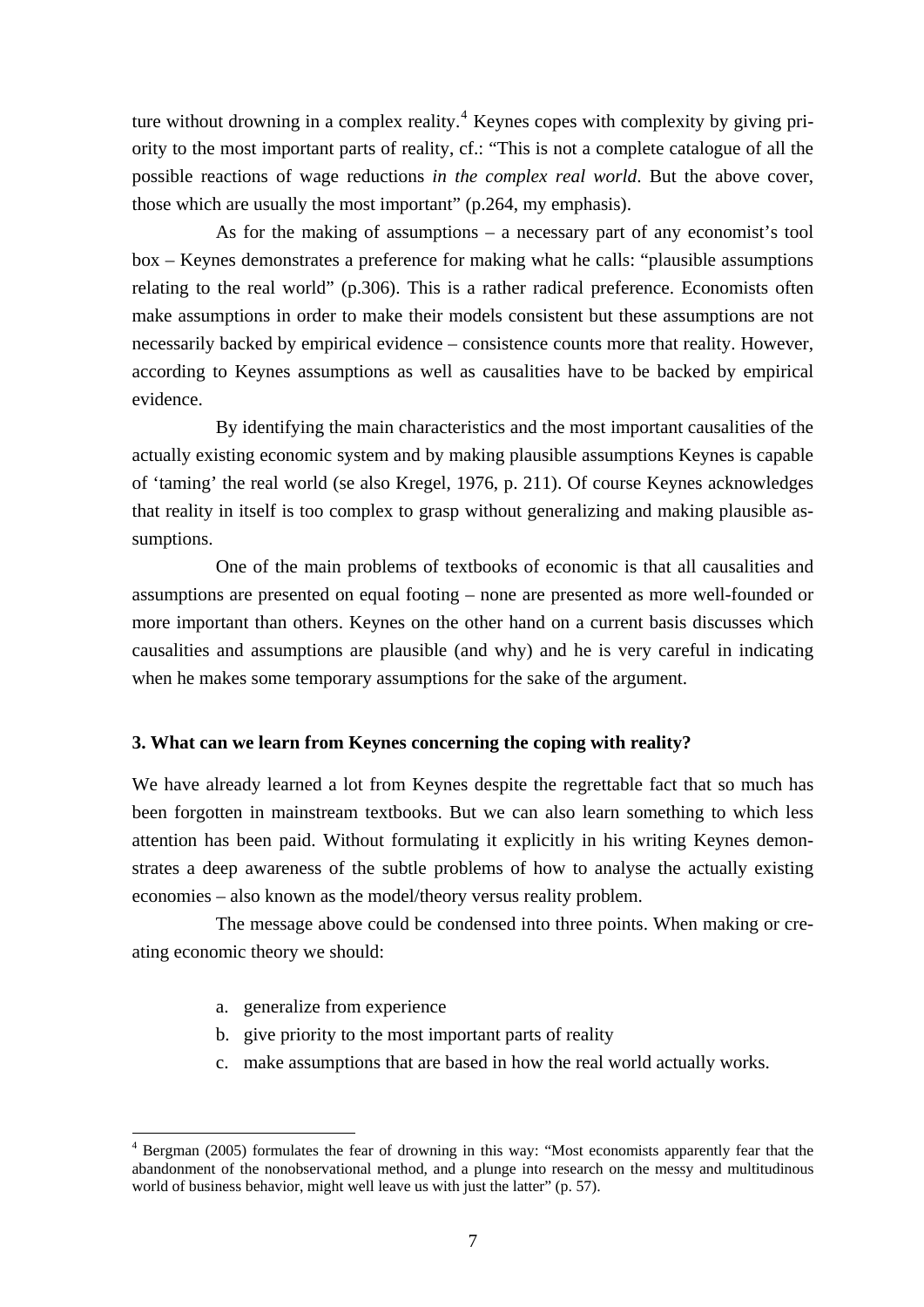ture without drowning in a complex reality.[4] Keynes copes with complexity by giving priority to the most important parts of reality, cf.: "This is not a complete catalogue of all the possible reactions of wage reductions *in the complex real world*. But the above cover, those which are usually the most important" (p.264, my emphasis).

As for the making of assumptions – a necessary part of any economist's tool box – Keynes demonstrates a preference for making what he calls: "plausible assumptions relating to the real world" (p.306). This is a rather radical preference. Economists often make assumptions in order to make their models consistent but these assumptions are not necessarily backed by empirical evidence – consistence counts more that reality. However, according to Keynes assumptions as well as causalities have to be backed by empirical evidence.

By identifying the main characteristics and the most important causalities of the actually existing economic system and by making plausible assumptions Keynes is capable of 'taming' the real world (se also Kregel, 1976, p. 211). Of course Keynes acknowledges that reality in itself is too complex to grasp without generalizing and making plausible assumptions.

One of the main problems of textbooks of economic is that all causalities and assumptions are presented on equal footing – none are presented as more well-founded or more important than others. Keynes on the other hand on a current basis discusses which causalities and assumptions are plausible (and why) and he is very careful in indicating when he makes some temporary assumptions for the sake of the argument.

### 3. What can we learn from Keynes concerning the coping with reality?

We have already learned a lot from Keynes despite the regrettable fact that so much has been forgotten in mainstream textbooks. But we can also learn something to which less attention has been paid. Without formulating it explicitly in his writing Keynes demonstrates a deep awareness of the subtle problems of how to analyse the actually existing economies – also known as the model/theory versus reality problem.

The message above could be condensed into three points. When making or creating economic theory we should:

a. generalize from experience
b. give priority to the most important parts of reality
c. make assumptions that are based in how the real world actually works.

[4] Bergman (2005) formulates the fear of drowning in this way: "Most economists apparently fear that the abandonment of the nonobservational method, and a plunge into research on the messy and multitudinous world of business behavior, might well leave us with just the latter" (p. 57).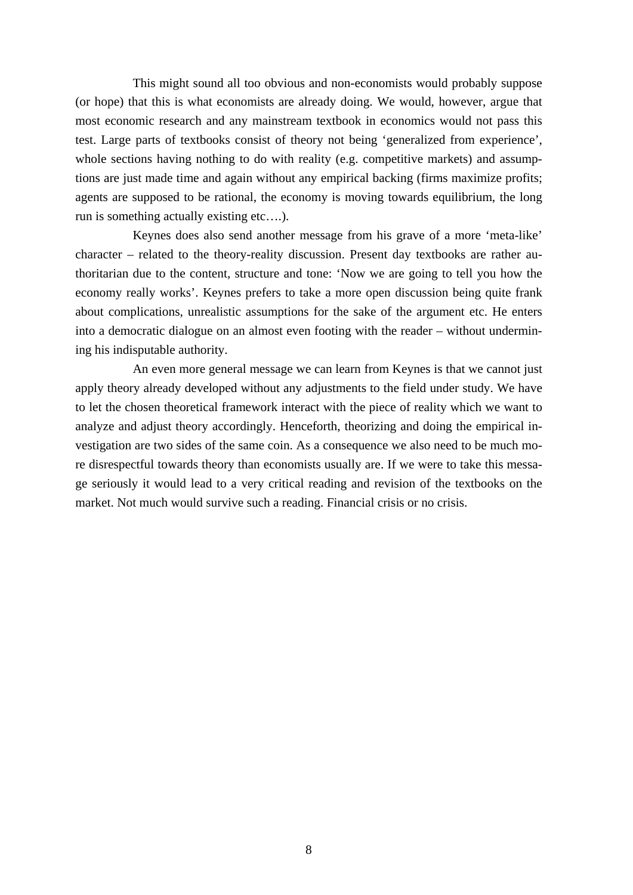This might sound all too obvious and non-economists would probably suppose (or hope) that this is what economists are already doing. We would, however, argue that most economic research and any mainstream textbook in economics would not pass this test. Large parts of textbooks consist of theory not being 'generalized from experience', whole sections having nothing to do with reality (e.g. competitive markets) and assumptions are just made time and again without any empirical backing (firms maximize profits; agents are supposed to be rational, the economy is moving towards equilibrium, the long run is something actually existing etc….).

Keynes does also send another message from his grave of a more 'meta-like' character – related to the theory-reality discussion. Present day textbooks are rather authoritarian due to the content, structure and tone: 'Now we are going to tell you how the economy really works'. Keynes prefers to take a more open discussion being quite frank about complications, unrealistic assumptions for the sake of the argument etc. He enters into a democratic dialogue on an almost even footing with the reader – without undermining his indisputable authority.

An even more general message we can learn from Keynes is that we cannot just apply theory already developed without any adjustments to the field under study. We have to let the chosen theoretical framework interact with the piece of reality which we want to analyze and adjust theory accordingly. Henceforth, theorizing and doing the empirical investigation are two sides of the same coin. As a consequence we also need to be much more disrespectful towards theory than economists usually are. If we were to take this message seriously it would lead to a very critical reading and revision of the textbooks on the market. Not much would survive such a reading. Financial crisis or no crisis.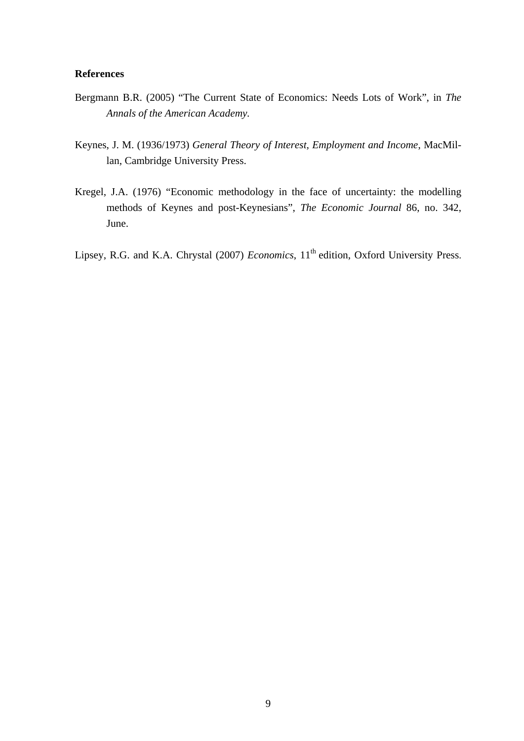**References**

Bergmann B.R. (2005) "The Current State of Economics: Needs Lots of Work", in *The Annals of the American Academy*.

Keynes, J. M. (1936/1973) *General Theory of Interest, Employment and Income*, MacMillan, Cambridge University Press.

Kregel, J.A. (1976) "Economic methodology in the face of uncertainty: the modelling methods of Keynes and post-Keynesians", *The Economic Journal* 86, no. 342, June.

Lipsey, R.G. and K.A. Chrystal (2007) *Economics*, 11th edition, Oxford University Press.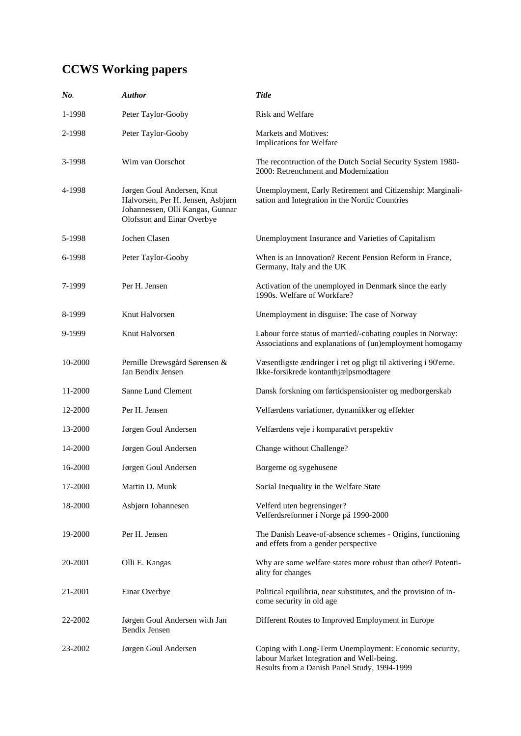# CCWS Working papers

| *No*. | *Author* | *Title* |
|---|---|---|
| 1-1998 | Peter Taylor-Gooby | Risk and Welfare |
| 2-1998 | Peter Taylor-Gooby | Markets and Motives: Implications for Welfare |
| 3-1998 | Wim van Oorschot | The recontruction of the Dutch Social Security System 1980-2000: Retrenchment and Modernization |
| 4-1998 | Jørgen Goul Andersen, Knut Halvorsen, Per H. Jensen, Asbjørn Johannessen, Olli Kangas, Gunnar Olofsson and Einar Overbye | Unemployment, Early Retirement and Citizenship: Marginalisation and Integration in the Nordic Countries |
| 5-1998 | Jochen Clasen | Unemployment Insurance and Varieties of Capitalism |
| 6-1998 | Peter Taylor-Gooby | When is an Innovation? Recent Pension Reform in France, Germany, Italy and the UK |
| 7-1999 | Per H. Jensen | Activation of the unemployed in Denmark since the early 1990s. Welfare of Workfare? |
| 8-1999 | Knut Halvorsen | Unemployment in disguise: The case of Norway |
| 9-1999 | Knut Halvorsen | Labour force status of married/-cohating couples in Norway: Associations and explanations of (un)employment homogamy |
| 10-2000 | Pernille Drewsgård Sørensen & Jan Bendix Jensen | Væsentligste ændringer i ret og pligt til aktivering i 90'erne. Ikke-forsikrede kontanthjælpsmodtagere |
| 11-2000 | Sanne Lund Clement | Dansk forskning om førtidspensionister og medborgerskab |
| 12-2000 | Per H. Jensen | Velfærdens variationer, dynamikker og effekter |
| 13-2000 | Jørgen Goul Andersen | Velfærdens veje i komparativt perspektiv |
| 14-2000 | Jørgen Goul Andersen | Change without Challenge? |
| 16-2000 | Jørgen Goul Andersen | Borgerne og sygehusene |
| 17-2000 | Martin D. Munk | Social Inequality in the Welfare State |
| 18-2000 | Asbjørn Johannesen | Velferd uten begrensinger? Velferdsreformer i Norge på 1990-2000 |
| 19-2000 | Per H. Jensen | The Danish Leave-of-absence schemes - Origins, functioning and effets from a gender perspective |
| 20-2001 | Olli E. Kangas | Why are some welfare states more robust than other? Potentiality for changes |
| 21-2001 | Einar Overbye | Political equilibria, near substitutes, and the provision of income security in old age |
| 22-2002 | Jørgen Goul Andersen with Jan Bendix Jensen | Different Routes to Improved Employment in Europe |
| 23-2002 | Jørgen Goul Andersen | Coping with Long-Term Unemployment: Economic security, labour Market Integration and Well-being. Results from a Danish Panel Study, 1994-1999 |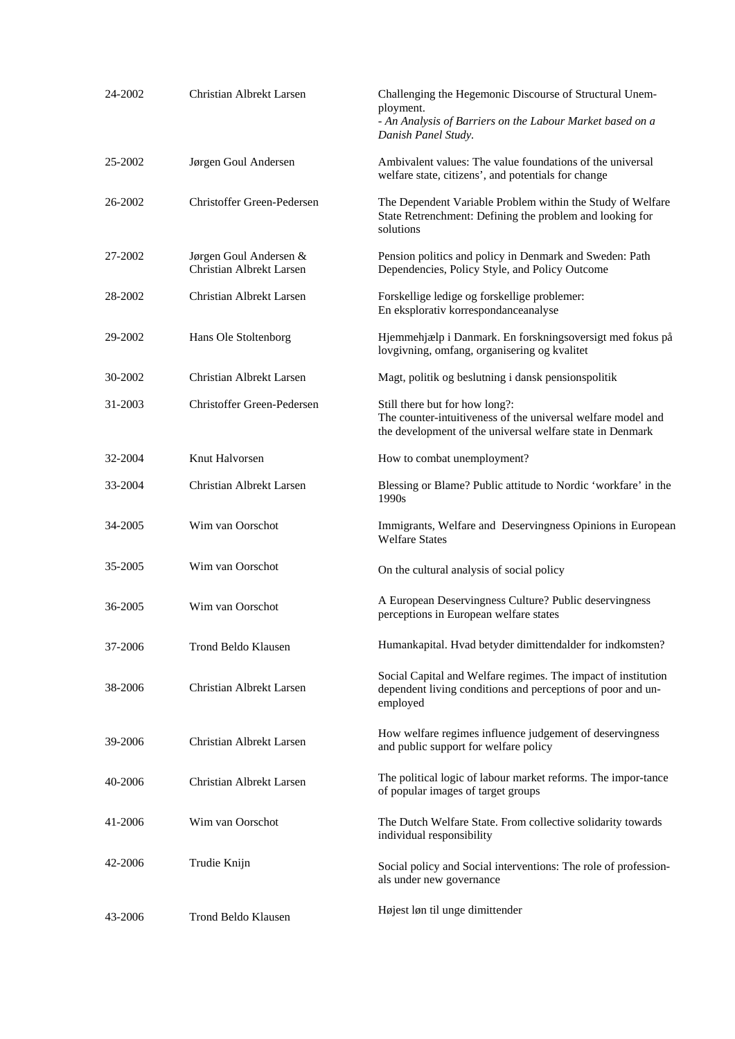| | | |
|---|---|---|
| 24-2002 | Christian Albrekt Larsen | Challenging the Hegemonic Discourse of Structural Unemployment.<br>*- An Analysis of Barriers on the Labour Market based on a Danish Panel Study.* |
| 25-2002 | Jørgen Goul Andersen | Ambivalent values: The value foundations of the universal welfare state, citizens', and potentials for change |
| 26-2002 | Christoffer Green-Pedersen | The Dependent Variable Problem within the Study of Welfare State Retrenchment: Defining the problem and looking for solutions |
| 27-2002 | Jørgen Goul Andersen & Christian Albrekt Larsen | Pension politics and policy in Denmark and Sweden: Path Dependencies, Policy Style, and Policy Outcome |
| 28-2002 | Christian Albrekt Larsen | Forskellige ledige og forskellige problemer:<br>En eksplorativ korrespondanceanalyse |
| 29-2002 | Hans Ole Stoltenborg | Hjemmehjælp i Danmark. En forskningsoversigt med fokus på lovgivning, omfang, organisering og kvalitet |
| 30-2002 | Christian Albrekt Larsen | Magt, politik og beslutning i dansk pensionspolitik |
| 31-2003 | Christoffer Green-Pedersen | Still there but for how long?:<br>The counter-intuitiveness of the universal welfare model and the development of the universal welfare state in Denmark |
| 32-2004 | Knut Halvorsen | How to combat unemployment? |
| 33-2004 | Christian Albrekt Larsen | Blessing or Blame? Public attitude to Nordic 'workfare' in the 1990s |
| 34-2005 | Wim van Oorschot | Immigrants, Welfare and Deservingness Opinions in European Welfare States |
| 35-2005 | Wim van Oorschot | On the cultural analysis of social policy |
| 36-2005 | Wim van Oorschot | A European Deservingness Culture? Public deservingness perceptions in European welfare states |
| 37-2006 | Trond Beldo Klausen | Humankapital. Hvad betyder dimittendalder for indkomsten? |
| 38-2006 | Christian Albrekt Larsen | Social Capital and Welfare regimes. The impact of institution dependent living conditions and perceptions of poor and unemployed |
| 39-2006 | Christian Albrekt Larsen | How welfare regimes influence judgement of deservingness and public support for welfare policy |
| 40-2006 | Christian Albrekt Larsen | The political logic of labour market reforms. The impor-tance of popular images of target groups |
| 41-2006 | Wim van Oorschot | The Dutch Welfare State. From collective solidarity towards individual responsibility |
| 42-2006 | Trudie Knijn | Social policy and Social interventions: The role of professionals under new governance |
| 43-2006 | Trond Beldo Klausen | Højest løn til unge dimittender |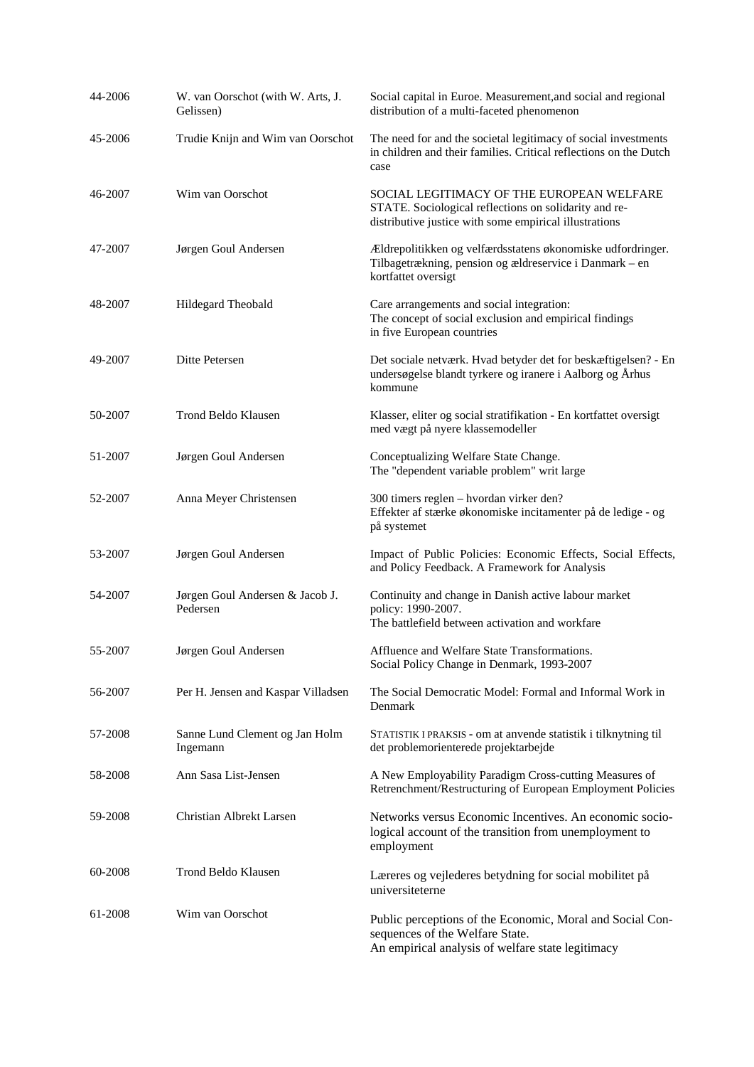| | | |
|---|---|---|
| 44-2006 | W. van Oorschot (with W. Arts, J. Gelissen) | Social capital in Euroe. Measurement,and social and regional distribution of a multi-faceted phenomenon |
| 45-2006 | Trudie Knijn and Wim van Oorschot | The need for and the societal legitimacy of social investments in children and their families. Critical reflections on the Dutch case |
| 46-2007 | Wim van Oorschot | SOCIAL LEGITIMACY OF THE EUROPEAN WELFARE STATE. Sociological reflections on solidarity and re-distributive justice with some empirical illustrations |
| 47-2007 | Jørgen Goul Andersen | Ældrepolitikken og velfærdsstatens økonomiske udfordringer. Tilbagetrækning, pension og ældreservice i Danmark – en kortfattet oversigt |
| 48-2007 | Hildegard Theobald | Care arrangements and social integration: The concept of social exclusion and empirical findings in five European countries |
| 49-2007 | Ditte Petersen | Det sociale netværk. Hvad betyder det for beskæftigelsen? - En undersøgelse blandt tyrkere og iranere i Aalborg og Århus kommune |
| 50-2007 | Trond Beldo Klausen | Klasser, eliter og social stratifikation - En kortfattet oversigt med vægt på nyere klassemodeller |
| 51-2007 | Jørgen Goul Andersen | Conceptualizing Welfare State Change. The "dependent variable problem" writ large |
| 52-2007 | Anna Meyer Christensen | 300 timers reglen – hvordan virker den? Effekter af stærke økonomiske incitamenter på de ledige - og på systemet |
| 53-2007 | Jørgen Goul Andersen | Impact of Public Policies: Economic Effects, Social Effects, and Policy Feedback. A Framework for Analysis |
| 54-2007 | Jørgen Goul Andersen & Jacob J. Pedersen | Continuity and change in Danish active labour market policy: 1990-2007. The battlefield between activation and workfare |
| 55-2007 | Jørgen Goul Andersen | Affluence and Welfare State Transformations. Social Policy Change in Denmark, 1993-2007 |
| 56-2007 | Per H. Jensen and Kaspar Villadsen | The Social Democratic Model: Formal and Informal Work in Denmark |
| 57-2008 | Sanne Lund Clement og Jan Holm Ingemann | STATISTIK I PRAKSIS - om at anvende statistik i tilknytning til det problemorienterede projektarbejde |
| 58-2008 | Ann Sasa List-Jensen | A New Employability Paradigm Cross-cutting Measures of Retrenchment/Restructuring of European Employment Policies |
| 59-2008 | Christian Albrekt Larsen | Networks versus Economic Incentives. An economic socio-logical account of the transition from unemployment to employment |
| 60-2008 | Trond Beldo Klausen | Læreres og vejlederes betydning for social mobilitet på universiteterne |
| 61-2008 | Wim van Oorschot | Public perceptions of the Economic, Moral and Social Con-sequences of the Welfare State. An empirical analysis of welfare state legitimacy |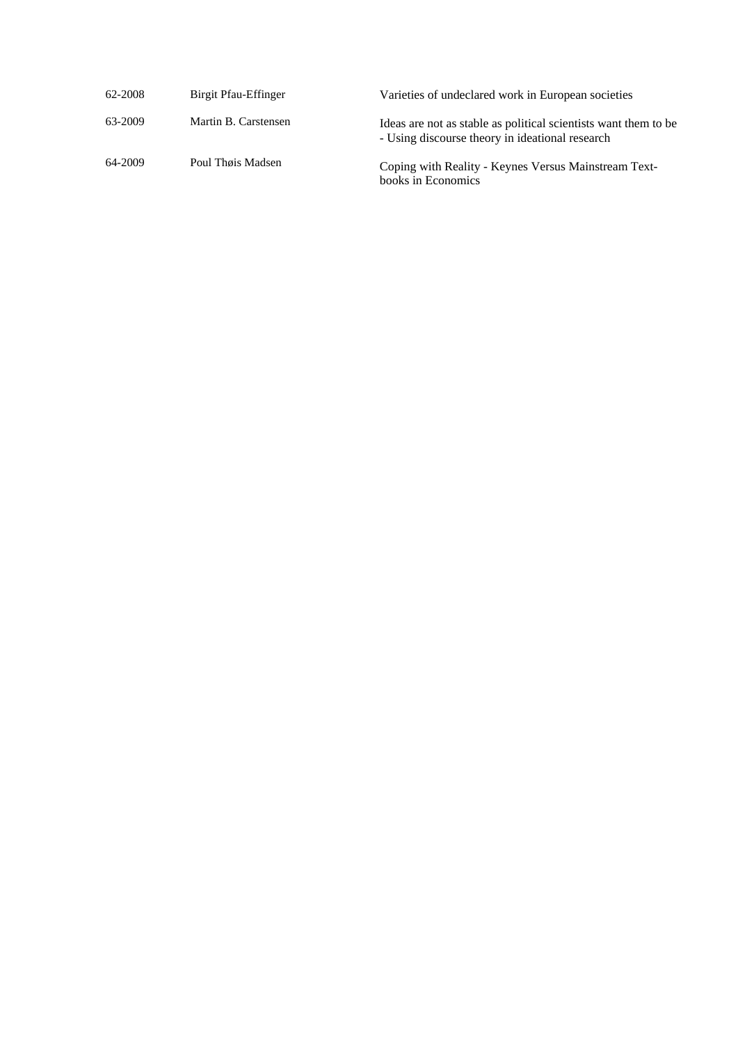| | | |
|---|---|---|
| 62-2008 | Birgit Pfau-Effinger | Varieties of undeclared work in European societies |
| 63-2009 | Martin B. Carstensen | Ideas are not as stable as political scientists want them to be - Using discourse theory in ideational research |
| 64-2009 | Poul Thøis Madsen | Coping with Reality - Keynes Versus Mainstream Text-books in Economics |